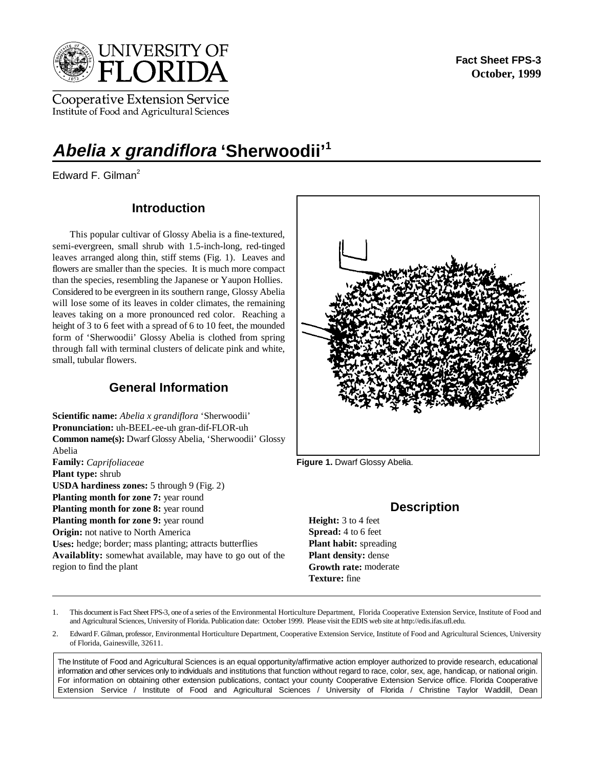Fact Sheet FPS-3
October, 1999

# *Abelia x grandiflora* 'Sherwoodii'[1]

Edward F. Gilman[2]

## Introduction

This popular cultivar of Glossy Abelia is a fine-textured, semi-evergreen, small shrub with 1.5-inch-long, red-tinged leaves arranged along thin, stiff stems (Fig. 1). Leaves and flowers are smaller than the species. It is much more compact than the species, resembling the Japanese or Yaupon Hollies. Considered to be evergreen in its southern range, Glossy Abelia will lose some of its leaves in colder climates, the remaining leaves taking on a more pronounced red color. Reaching a height of 3 to 6 feet with a spread of 6 to 10 feet, the mounded form of 'Sherwoodii' Glossy Abelia is clothed from spring through fall with terminal clusters of delicate pink and white, small, tubular flowers.

**Figure 1.** Dwarf Glossy Abelia.

## General Information

**Scientific name:** *Abelia x grandiflora* 'Sherwoodii'
**Pronunciation:** uh-BEEL-ee-uh gran-dif-FLOR-uh
**Common name(s):** Dwarf Glossy Abelia, 'Sherwoodii' Glossy Abelia
**Family:** *Caprifoliaceae*
**Plant type:** shrub
**USDA hardiness zones:** 5 through 9 (Fig. 2)
**Planting month for zone 7:** year round
**Planting month for zone 8:** year round
**Planting month for zone 9:** year round
**Origin:** not native to North America
**Uses:** hedge; border; mass planting; attracts butterflies
**Availablity:** somewhat available, may have to go out of the region to find the plant

## Description

**Height:** 3 to 4 feet
**Spread:** 4 to 6 feet
**Plant habit:** spreading
**Plant density:** dense
**Growth rate:** moderate
**Texture:** fine

---

1. This document is Fact Sheet FPS-3, one of a series of the Environmental Horticulture Department, Florida Cooperative Extension Service, Institute of Food and and Agricultural Sciences, University of Florida. Publication date: October 1999. Please visit the EDIS web site at http://edis.ifas.ufl.edu.

2. Edward F. Gilman, professor, Environmental Horticulture Department, Cooperative Extension Service, Institute of Food and Agricultural Sciences, University of Florida, Gainesville, 32611.

The Institute of Food and Agricultural Sciences is an equal opportunity/affirmative action employer authorized to provide research, educational information and other services only to individuals and institutions that function without regard to race, color, sex, age, handicap, or national origin. For information on obtaining other extension publications, contact your county Cooperative Extension Service office. Florida Cooperative Extension Service / Institute of Food and Agricultural Sciences / University of Florida / Christine Taylor Waddill, Dean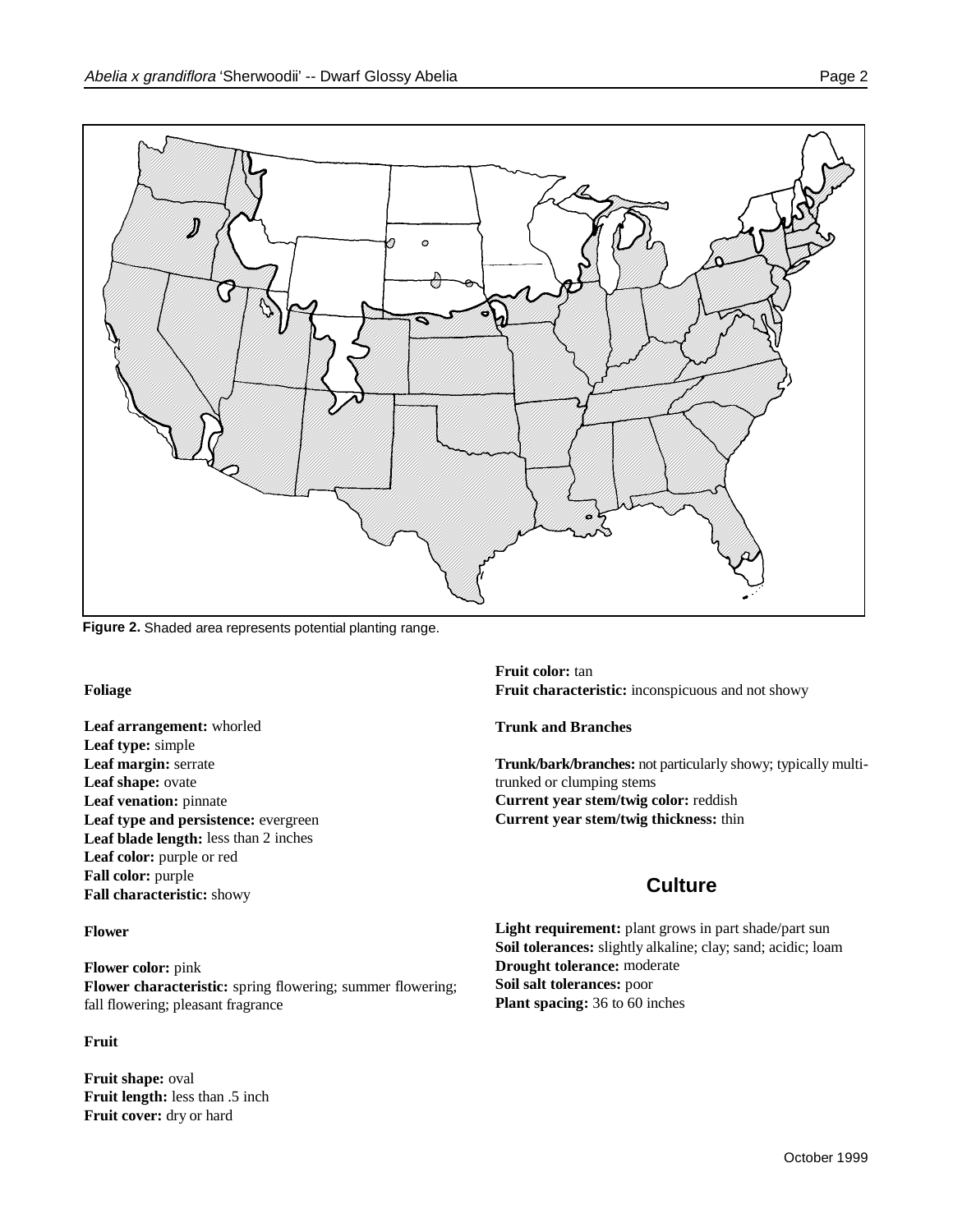**Figure 2.** Shaded area represents potential planting range.

### Foliage

**Leaf arrangement:** whorled
**Leaf type:** simple
**Leaf margin:** serrate
**Leaf shape:** ovate
**Leaf venation:** pinnate
**Leaf type and persistence:** evergreen
**Leaf blade length:** less than 2 inches
**Leaf color:** purple or red
**Fall color:** purple
**Fall characteristic:** showy

### Flower

**Flower color:** pink
**Flower characteristic:** spring flowering; summer flowering; fall flowering; pleasant fragrance

### Fruit

**Fruit shape:** oval
**Fruit length:** less than .5 inch
**Fruit cover:** dry or hard
**Fruit color:** tan
**Fruit characteristic:** inconspicuous and not showy

### Trunk and Branches

**Trunk/bark/branches:** not particularly showy; typically multi-trunked or clumping stems
**Current year stem/twig color:** reddish
**Current year stem/twig thickness:** thin

## Culture

**Light requirement:** plant grows in part shade/part sun
**Soil tolerances:** slightly alkaline; clay; sand; acidic; loam
**Drought tolerance:** moderate
**Soil salt tolerances:** poor
**Plant spacing:** 36 to 60 inches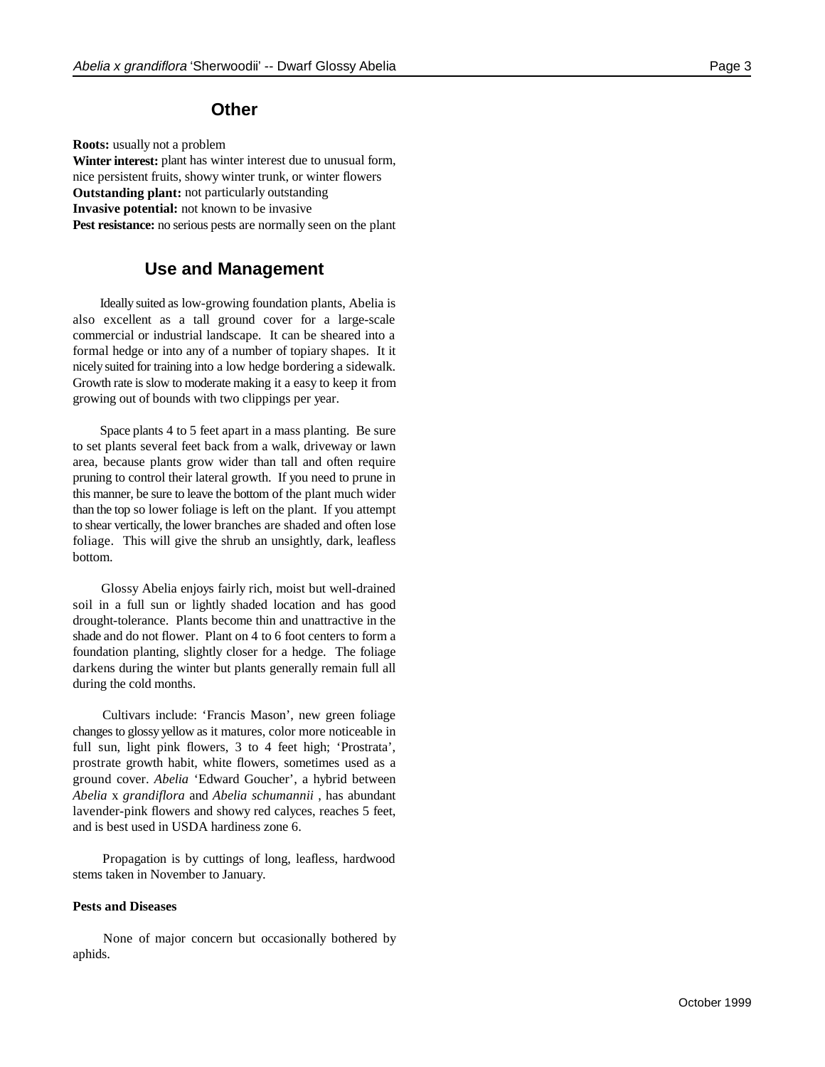## Other

**Roots:** usually not a problem
**Winter interest:** plant has winter interest due to unusual form, nice persistent fruits, showy winter trunk, or winter flowers
**Outstanding plant:** not particularly outstanding
**Invasive potential:** not known to be invasive
**Pest resistance:** no serious pests are normally seen on the plant

## Use and Management

Ideally suited as low-growing foundation plants, Abelia is also excellent as a tall ground cover for a large-scale commercial or industrial landscape. It can be sheared into a formal hedge or into any of a number of topiary shapes. It it nicely suited for training into a low hedge bordering a sidewalk. Growth rate is slow to moderate making it a easy to keep it from growing out of bounds with two clippings per year.

Space plants 4 to 5 feet apart in a mass planting. Be sure to set plants several feet back from a walk, driveway or lawn area, because plants grow wider than tall and often require pruning to control their lateral growth. If you need to prune in this manner, be sure to leave the bottom of the plant much wider than the top so lower foliage is left on the plant. If you attempt to shear vertically, the lower branches are shaded and often lose foliage. This will give the shrub an unsightly, dark, leafless bottom.

Glossy Abelia enjoys fairly rich, moist but well-drained soil in a full sun or lightly shaded location and has good drought-tolerance. Plants become thin and unattractive in the shade and do not flower. Plant on 4 to 6 foot centers to form a foundation planting, slightly closer for a hedge. The foliage darkens during the winter but plants generally remain full all during the cold months.

Cultivars include: 'Francis Mason', new green foliage changes to glossy yellow as it matures, color more noticeable in full sun, light pink flowers, 3 to 4 feet high; 'Prostrata', prostrate growth habit, white flowers, sometimes used as a ground cover. *Abelia* 'Edward Goucher', a hybrid between *Abelia* x *grandiflora* and *Abelia schumannii* , has abundant lavender-pink flowers and showy red calyces, reaches 5 feet, and is best used in USDA hardiness zone 6.

Propagation is by cuttings of long, leafless, hardwood stems taken in November to January.

### Pests and Diseases

None of major concern but occasionally bothered by aphids.